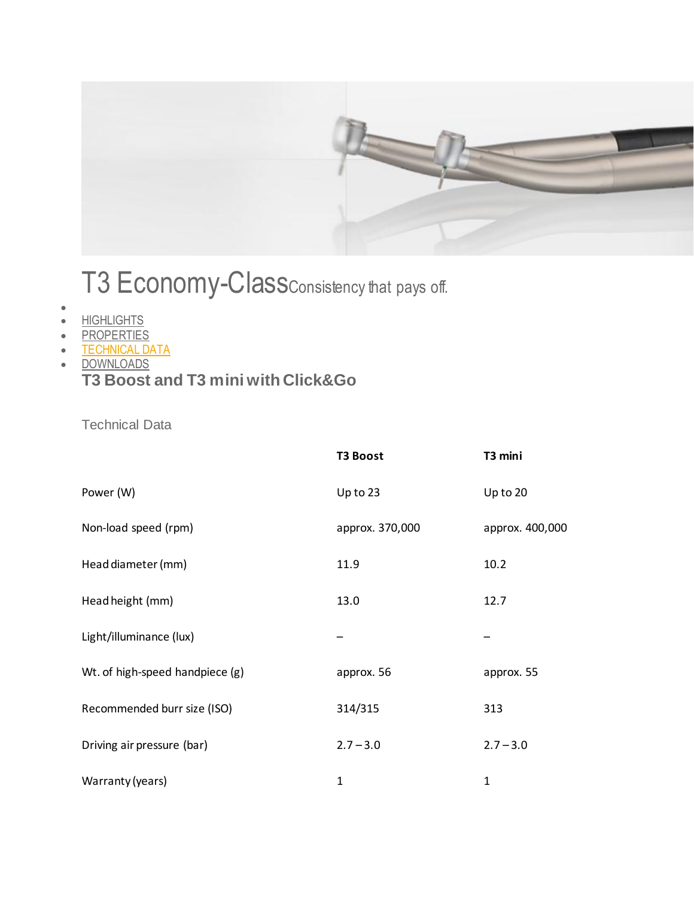# T3 Economy-Class Consistency that pays off.

- 
- HIGHLIGHTS
- PROPERTIES
- TECHNICAL DATA
- DOWNLOADS

## T3 Boost and T3 mini with Click&Go

Technical Data

| | **T3 Boost** | **T3 mini** |
|---|---|---|
| Power (W) | Up to 23 | Up to 20 |
| Non-load speed (rpm) | approx. 370,000 | approx. 400,000 |
| Head diameter (mm) | 11.9 | 10.2 |
| Head height (mm) | 13.0 | 12.7 |
| Light/illuminance (lux) | – | – |
| Wt. of high-speed handpiece (g) | approx. 56 | approx. 55 |
| Recommended burr size (ISO) | 314/315 | 313 |
| Driving air pressure (bar) | 2.7 – 3.0 | 2.7 – 3.0 |
| Warranty (years) | 1 | 1 |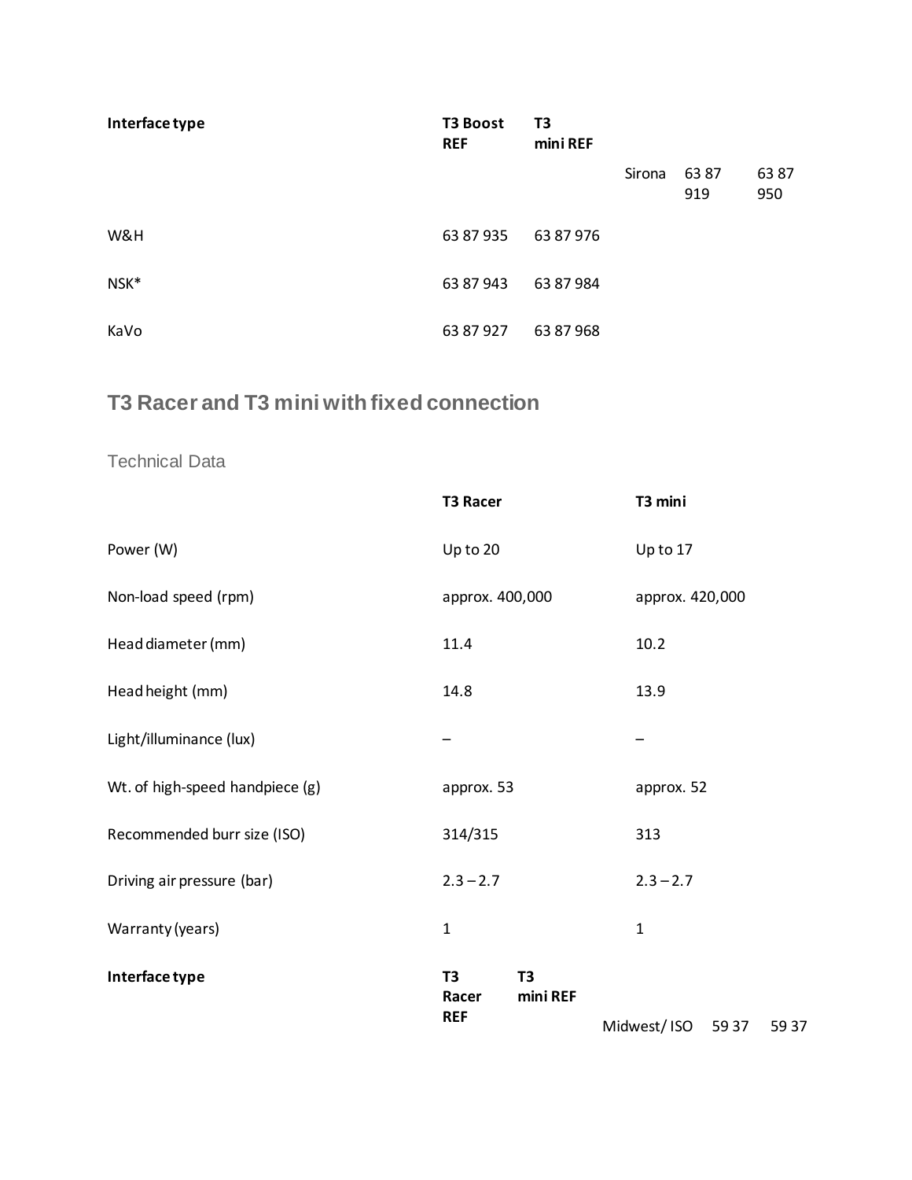| Interface type | T3 Boost REF | T3 mini REF |
|---|---|---|
| Sirona | 63 87 919 | 63 87 950 |
| W&H | 63 87 935 | 63 87 976 |
| NSK* | 63 87 943 | 63 87 984 |
| KaVo | 63 87 927 | 63 87 968 |

## T3 Racer and T3 mini with fixed connection

### Technical Data

| | T3 Racer | T3 mini |
|---|---|---|
| Power (W) | Up to 20 | Up to 17 |
| Non-load speed (rpm) | approx. 400,000 | approx. 420,000 |
| Head diameter (mm) | 11.4 | 10.2 |
| Head height (mm) | 14.8 | 13.9 |
| Light/illuminance (lux) | – | – |
| Wt. of high-speed handpiece (g) | approx. 53 | approx. 52 |
| Recommended burr size (ISO) | 314/315 | 313 |
| Driving air pressure (bar) | 2.3 – 2.7 | 2.3 – 2.7 |
| Warranty (years) | 1 | 1 |

| Interface type | T3 Racer REF | T3 mini REF |
|---|---|---|
| Midwest/ ISO | 59 37 | 59 37 |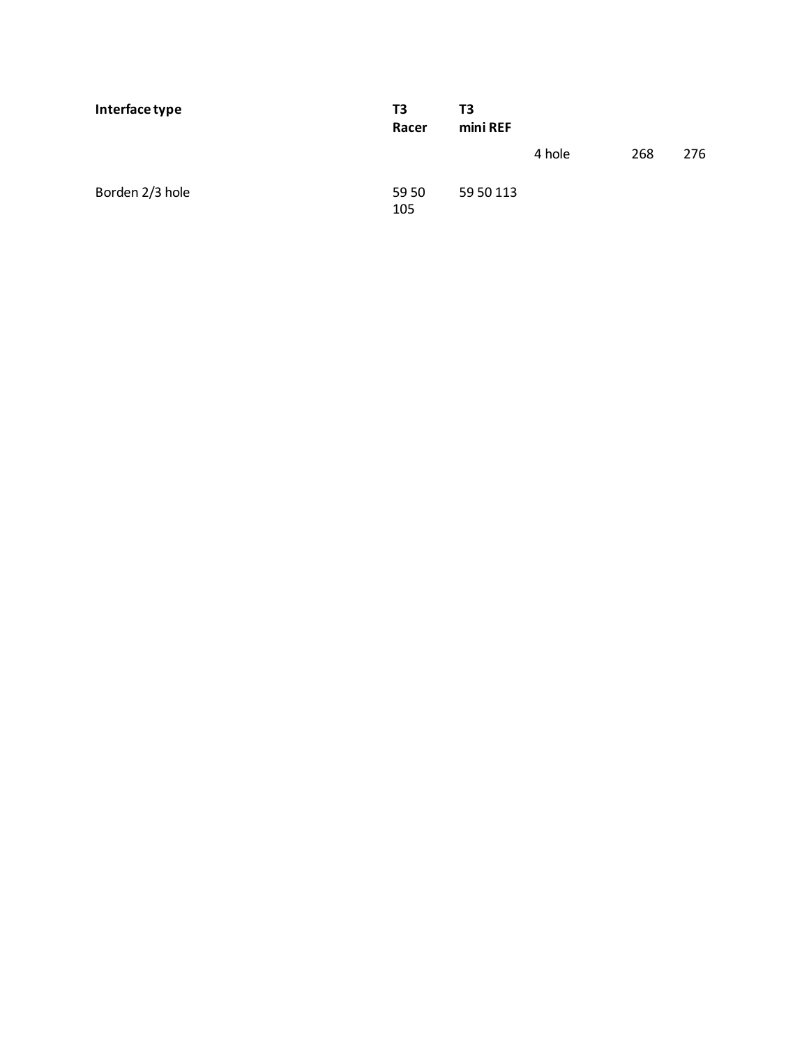| Interface type | T3 Racer | T3 mini REF | | | |
|---|---|---|---|---|---|
| | | | 4 hole | 268 | 276 |
| Borden 2/3 hole | 59 50 105 | 59 50 113 | | | |